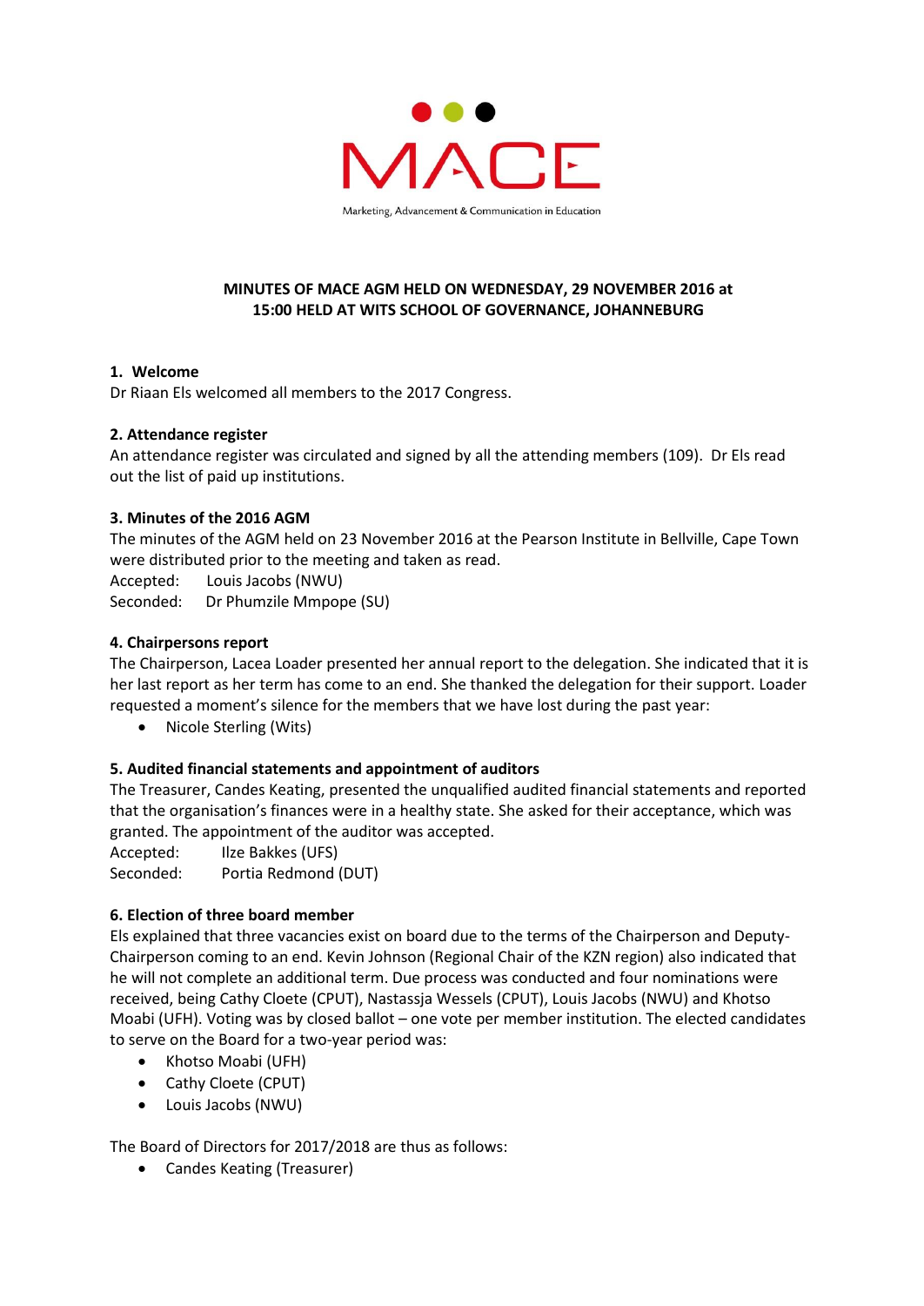MACE

Marketing, Advancement & Communication in Education

**MINUTES OF MACE AGM HELD ON WEDNESDAY, 29 NOVEMBER 2016 at 15:00 HELD AT WITS SCHOOL OF GOVERNANCE, JOHANNEBURG**

**1. Welcome**

Dr Riaan Els welcomed all members to the 2017 Congress.

**2. Attendance register**

An attendance register was circulated and signed by all the attending members (109). Dr Els read out the list of paid up institutions.

**3. Minutes of the 2016 AGM**

The minutes of the AGM held on 23 November 2016 at the Pearson Institute in Bellville, Cape Town were distributed prior to the meeting and taken as read.

Accepted: Louis Jacobs (NWU)
Seconded: Dr Phumzile Mmpope (SU)

**4. Chairpersons report**

The Chairperson, Lacea Loader presented her annual report to the delegation. She indicated that it is her last report as her term has come to an end. She thanked the delegation for their support. Loader requested a moment's silence for the members that we have lost during the past year:

- Nicole Sterling (Wits)

**5. Audited financial statements and appointment of auditors**

The Treasurer, Candes Keating, presented the unqualified audited financial statements and reported that the organisation's finances were in a healthy state. She asked for their acceptance, which was granted. The appointment of the auditor was accepted.

Accepted: Ilze Bakkes (UFS)
Seconded: Portia Redmond (DUT)

**6. Election of three board member**

Els explained that three vacancies exist on board due to the terms of the Chairperson and Deputy-Chairperson coming to an end. Kevin Johnson (Regional Chair of the KZN region) also indicated that he will not complete an additional term. Due process was conducted and four nominations were received, being Cathy Cloete (CPUT), Nastassja Wessels (CPUT), Louis Jacobs (NWU) and Khotso Moabi (UFH). Voting was by closed ballot – one vote per member institution. The elected candidates to serve on the Board for a two-year period was:

- Khotso Moabi (UFH)
- Cathy Cloete (CPUT)
- Louis Jacobs (NWU)

The Board of Directors for 2017/2018 are thus as follows:

- Candes Keating (Treasurer)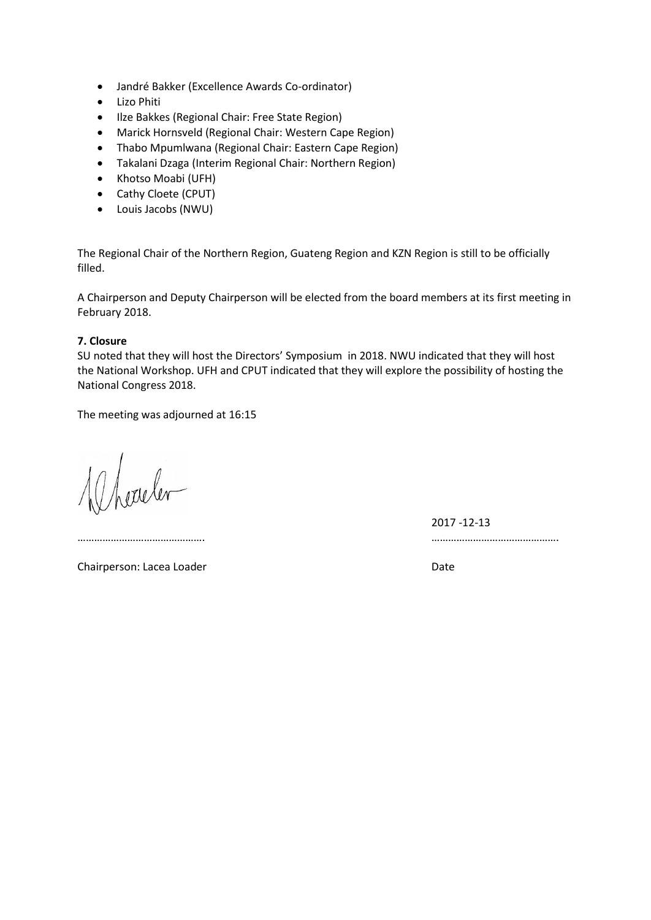- Jandré Bakker (Excellence Awards Co-ordinator)
- Lizo Phiti
- Ilze Bakkes (Regional Chair: Free State Region)
- Marick Hornsveld (Regional Chair: Western Cape Region)
- Thabo Mpumlwana (Regional Chair: Eastern Cape Region)
- Takalani Dzaga (Interim Regional Chair: Northern Region)
- Khotso Moabi (UFH)
- Cathy Cloete (CPUT)
- Louis Jacobs (NWU)

The Regional Chair of the Northern Region, Guateng Region and KZN Region is still to be officially filled.

A Chairperson and Deputy Chairperson will be elected from the board members at its first meeting in February 2018.

**7. Closure**

SU noted that they will host the Directors' Symposium in 2018. NWU indicated that they will host the National Workshop. UFH and CPUT indicated that they will explore the possibility of hosting the National Congress 2018.

The meeting was adjourned at 16:15

……………………………………. 2017 -12-13 …………………………………….

Chairperson: Lacea Loader Date